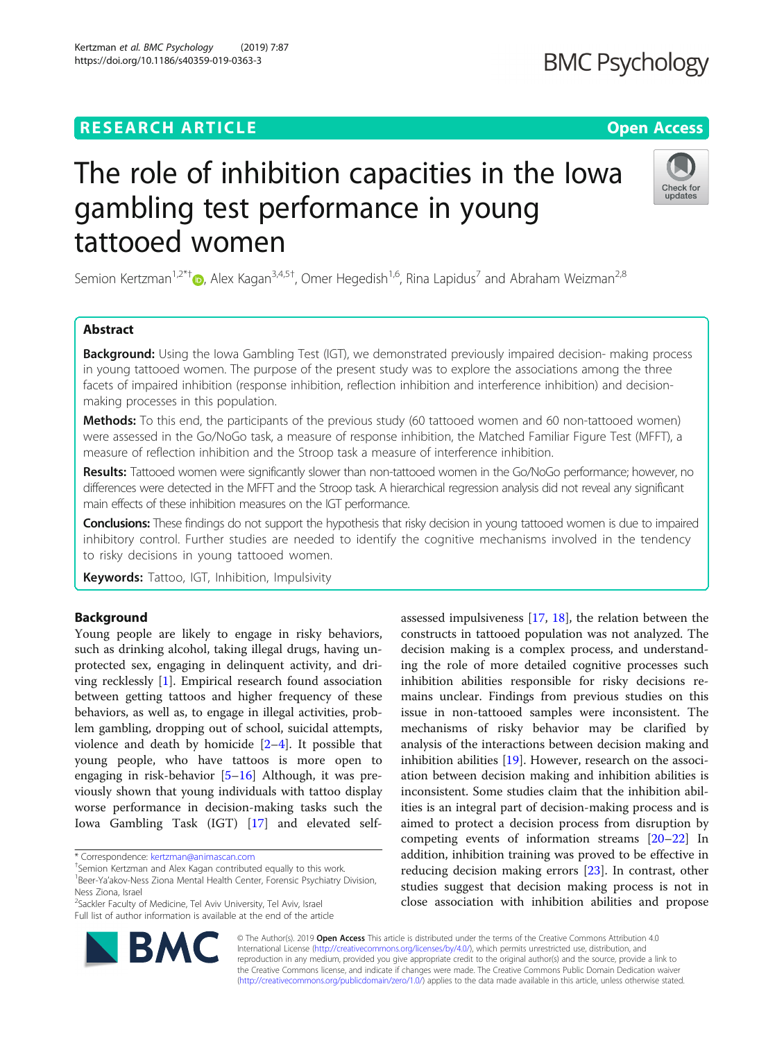# The role of inhibition capacities in the Iowa gambling test performance in young tattooed women

Semion Kertzman[1,2*†], Alex Kagan[3,4,5†], Omer Hegedish[1,6], Rina Lapidus[7] and Abraham Weizman[2,8]

## Abstract

**Background:** Using the Iowa Gambling Test (IGT), we demonstrated previously impaired decision- making process in young tattooed women. The purpose of the present study was to explore the associations among the three facets of impaired inhibition (response inhibition, reflection inhibition and interference inhibition) and decision-making processes in this population.

**Methods:** To this end, the participants of the previous study (60 tattooed women and 60 non-tattooed women) were assessed in the Go/NoGo task, a measure of response inhibition, the Matched Familiar Figure Test (MFFT), a measure of reflection inhibition and the Stroop task a measure of interference inhibition.

**Results:** Tattooed women were significantly slower than non-tattooed women in the Go/NoGo performance; however, no differences were detected in the MFFT and the Stroop task. A hierarchical regression analysis did not reveal any significant main effects of these inhibition measures on the IGT performance.

**Conclusions:** These findings do not support the hypothesis that risky decision in young tattooed women is due to impaired inhibitory control. Further studies are needed to identify the cognitive mechanisms involved in the tendency to risky decisions in young tattooed women.

**Keywords:** Tattoo, IGT, Inhibition, Impulsivity

## Background

Young people are likely to engage in risky behaviors, such as drinking alcohol, taking illegal drugs, having unprotected sex, engaging in delinquent activity, and driving recklessly [1]. Empirical research found association between getting tattoos and higher frequency of these behaviors, as well as, to engage in illegal activities, problem gambling, dropping out of school, suicidal attempts, violence and death by homicide [2–4]. It possible that young people, who have tattoos is more open to engaging in risk-behavior [5–16] Although, it was previously shown that young individuals with tattoo display worse performance in decision-making tasks such the Iowa Gambling Task (IGT) [17] and elevated self-assessed impulsiveness [17, 18], the relation between the constructs in tattooed population was not analyzed. The decision making is a complex process, and understanding the role of more detailed cognitive processes such inhibition abilities responsible for risky decisions remains unclear. Findings from previous studies on this issue in non-tattooed samples were inconsistent. The mechanisms of risky behavior may be clarified by analysis of the interactions between decision making and inhibition abilities [19]. However, research on the association between decision making and inhibition abilities is inconsistent. Some studies claim that the inhibition abilities is an integral part of decision-making process and is aimed to protect a decision process from disruption by competing events of information streams [20–22] In addition, inhibition training was proved to be effective in reducing decision making errors [23]. In contrast, other studies suggest that decision making process is not in close association with inhibition abilities and propose

\* Correspondence: kertzman@animascan.com

†Semion Kertzman and Alex Kagan contributed equally to this work.

[1]Beer-Ya'akov-Ness Ziona Mental Health Center, Forensic Psychiatry Division, Ness Ziona, Israel

[2]Sackler Faculty of Medicine, Tel Aviv University, Tel Aviv, Israel

Full list of author information is available at the end of the article

© The Author(s). 2019 **Open Access** This article is distributed under the terms of the Creative Commons Attribution 4.0 International License (http://creativecommons.org/licenses/by/4.0/), which permits unrestricted use, distribution, and reproduction in any medium, provided you give appropriate credit to the original author(s) and the source, provide a link to the Creative Commons license, and indicate if changes were made. The Creative Commons Public Domain Dedication waiver (http://creativecommons.org/publicdomain/zero/1.0/) applies to the data made available in this article, unless otherwise stated.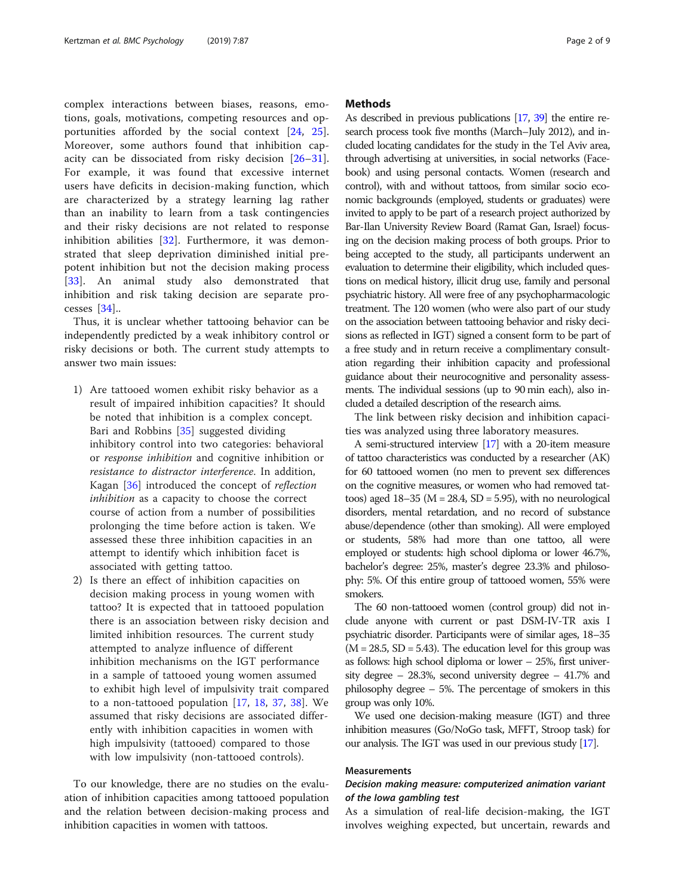complex interactions between biases, reasons, emotions, goals, motivations, competing resources and opportunities afforded by the social context [24, 25]. Moreover, some authors found that inhibition capacity can be dissociated from risky decision [26–31]. For example, it was found that excessive internet users have deficits in decision-making function, which are characterized by a strategy learning lag rather than an inability to learn from a task contingencies and their risky decisions are not related to response inhibition abilities [32]. Furthermore, it was demonstrated that sleep deprivation diminished initial prepotent inhibition but not the decision making process [33]. An animal study also demonstrated that inhibition and risk taking decision are separate processes [34]..

Thus, it is unclear whether tattooing behavior can be independently predicted by a weak inhibitory control or risky decisions or both. The current study attempts to answer two main issues:

1) Are tattooed women exhibit risky behavior as a result of impaired inhibition capacities? It should be noted that inhibition is a complex concept. Bari and Robbins [35] suggested dividing inhibitory control into two categories: behavioral or *response inhibition* and cognitive inhibition or *resistance to distractor interference*. In addition, Kagan [36] introduced the concept of *reflection inhibition* as a capacity to choose the correct course of action from a number of possibilities prolonging the time before action is taken. We assessed these three inhibition capacities in an attempt to identify which inhibition facet is associated with getting tattoo.
2) Is there an effect of inhibition capacities on decision making process in young women with tattoo? It is expected that in tattooed population there is an association between risky decision and limited inhibition resources. The current study attempted to analyze influence of different inhibition mechanisms on the IGT performance in a sample of tattooed young women assumed to exhibit high level of impulsivity trait compared to a non-tattooed population [17, 18, 37, 38]. We assumed that risky decisions are associated differently with inhibition capacities in women with high impulsivity (tattooed) compared to those with low impulsivity (non-tattooed controls).

To our knowledge, there are no studies on the evaluation of inhibition capacities among tattooed population and the relation between decision-making process and inhibition capacities in women with tattoos.

## Methods

As described in previous publications [17, 39] the entire research process took five months (March–July 2012), and included locating candidates for the study in the Tel Aviv area, through advertising at universities, in social networks (Facebook) and using personal contacts. Women (research and control), with and without tattoos, from similar socio economic backgrounds (employed, students or graduates) were invited to apply to be part of a research project authorized by Bar-Ilan University Review Board (Ramat Gan, Israel) focusing on the decision making process of both groups. Prior to being accepted to the study, all participants underwent an evaluation to determine their eligibility, which included questions on medical history, illicit drug use, family and personal psychiatric history. All were free of any psychopharmacologic treatment. The 120 women (who were also part of our study on the association between tattooing behavior and risky decisions as reflected in IGT) signed a consent form to be part of a free study and in return receive a complimentary consultation regarding their inhibition capacity and professional guidance about their neurocognitive and personality assessments. The individual sessions (up to 90 min each), also included a detailed description of the research aims.

The link between risky decision and inhibition capacities was analyzed using three laboratory measures.

A semi-structured interview [17] with a 20-item measure of tattoo characteristics was conducted by a researcher (AK) for 60 tattooed women (no men to prevent sex differences on the cognitive measures, or women who had removed tattoos) aged 18–35 (M = 28.4, SD = 5.95), with no neurological disorders, mental retardation, and no record of substance abuse/dependence (other than smoking). All were employed or students, 58% had more than one tattoo, all were employed or students: high school diploma or lower 46.7%, bachelor's degree: 25%, master's degree 23.3% and philosophy: 5%. Of this entire group of tattooed women, 55% were smokers.

The 60 non-tattooed women (control group) did not include anyone with current or past DSM-IV-TR axis I psychiatric disorder. Participants were of similar ages, 18–35 (M = 28.5, SD = 5.43). The education level for this group was as follows: high school diploma or lower – 25%, first university degree – 28.3%, second university degree – 41.7% and philosophy degree – 5%. The percentage of smokers in this group was only 10%.

We used one decision-making measure (IGT) and three inhibition measures (Go/NoGo task, MFFT, Stroop task) for our analysis. The IGT was used in our previous study [17].

### Measurements

#### *Decision making measure: computerized animation variant of the Iowa gambling test*

As a simulation of real-life decision-making, the IGT involves weighing expected, but uncertain, rewards and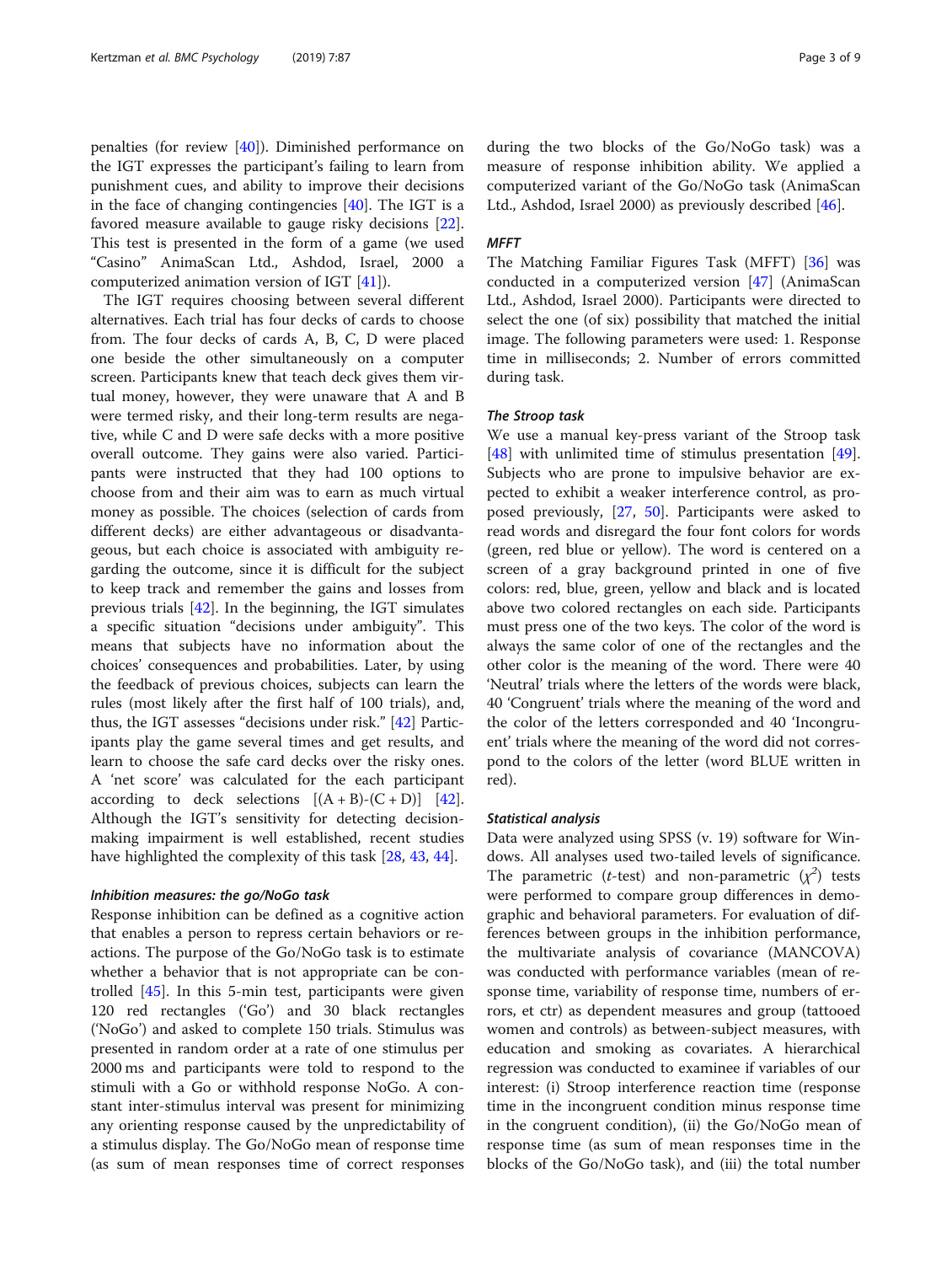penalties (for review [40]). Diminished performance on the IGT expresses the participant's failing to learn from punishment cues, and ability to improve their decisions in the face of changing contingencies [40]. The IGT is a favored measure available to gauge risky decisions [22]. This test is presented in the form of a game (we used "Casino" AnimaScan Ltd., Ashdod, Israel, 2000 a computerized animation version of IGT [41]).

The IGT requires choosing between several different alternatives. Each trial has four decks of cards to choose from. The four decks of cards A, B, C, D were placed one beside the other simultaneously on a computer screen. Participants knew that teach deck gives them virtual money, however, they were unaware that A and B were termed risky, and their long-term results are negative, while C and D were safe decks with a more positive overall outcome. They gains were also varied. Participants were instructed that they had 100 options to choose from and their aim was to earn as much virtual money as possible. The choices (selection of cards from different decks) are either advantageous or disadvantageous, but each choice is associated with ambiguity regarding the outcome, since it is difficult for the subject to keep track and remember the gains and losses from previous trials [42]. In the beginning, the IGT simulates a specific situation "decisions under ambiguity". This means that subjects have no information about the choices' consequences and probabilities. However, by using the feedback of previous choices, subjects can learn the rules (most likely after the first half of 100 trials), and, thus, the IGT assesses "decisions under risk." [42] Participants play the game several times and get results, and learn to choose the safe card decks over the risky ones. A 'net score' was calculated for the each participant according to deck selections [(A + B)-(C + D)] [42]. Although the IGT's sensitivity for detecting decision-making impairment is well established, recent studies have highlighted the complexity of this task [28, 43, 44].

#### *Inhibition measures: the go/NoGo task*

Response inhibition can be defined as a cognitive action that enables a person to repress certain behaviors or reactions. The purpose of the Go/NoGo task is to estimate whether a behavior that is not appropriate can be controlled [45]. In this 5-min test, participants were given 120 red rectangles ('Go') and 30 black rectangles ('NoGo') and asked to complete 150 trials. Stimulus was presented in random order at a rate of one stimulus per 2000 ms and participants were told to respond to the stimuli with a Go or withhold response NoGo. A constant inter-stimulus interval was present for minimizing any orienting response caused by the unpredictability of a stimulus display. The Go/NoGo mean of response time (as sum of mean responses time of correct responses during the two blocks of the Go/NoGo task) was a measure of response inhibition ability. We applied a computerized variant of the Go/NoGo task (AnimaScan Ltd., Ashdod, Israel 2000) as previously described [46].

#### *MFFT*

The Matching Familiar Figures Task (MFFT) [36] was conducted in a computerized version [47] (AnimaScan Ltd., Ashdod, Israel 2000). Participants were directed to select the one (of six) possibility that matched the initial image. The following parameters were used: 1. Response time in milliseconds; 2. Number of errors committed during task.

#### *The Stroop task*

We use a manual key-press variant of the Stroop task [48] with unlimited time of stimulus presentation [49]. Subjects who are prone to impulsive behavior are expected to exhibit a weaker interference control, as proposed previously, [27, 50]. Participants were asked to read words and disregard the four font colors for words (green, red blue or yellow). The word is centered on a screen of a gray background printed in one of five colors: red, blue, green, yellow and black and is located above two colored rectangles on each side. Participants must press one of the two keys. The color of the word is always the same color of one of the rectangles and the other color is the meaning of the word. There were 40 'Neutral' trials where the letters of the words were black, 40 'Congruent' trials where the meaning of the word and the color of the letters corresponded and 40 'Incongruent' trials where the meaning of the word did not correspond to the colors of the letter (word BLUE written in red).

#### *Statistical analysis*

Data were analyzed using SPSS (v. 19) software for Windows. All analyses used two-tailed levels of significance. The parametric (*t*-test) and non-parametric ($\chi^2$) tests were performed to compare group differences in demographic and behavioral parameters. For evaluation of differences between groups in the inhibition performance, the multivariate analysis of covariance (MANCOVA) was conducted with performance variables (mean of response time, variability of response time, numbers of errors, et ctr) as dependent measures and group (tattooed women and controls) as between-subject measures, with education and smoking as covariates. A hierarchical regression was conducted to examinee if variables of our interest: (i) Stroop interference reaction time (response time in the incongruent condition minus response time in the congruent condition), (ii) the Go/NoGo mean of response time (as sum of mean responses time in the blocks of the Go/NoGo task), and (iii) the total number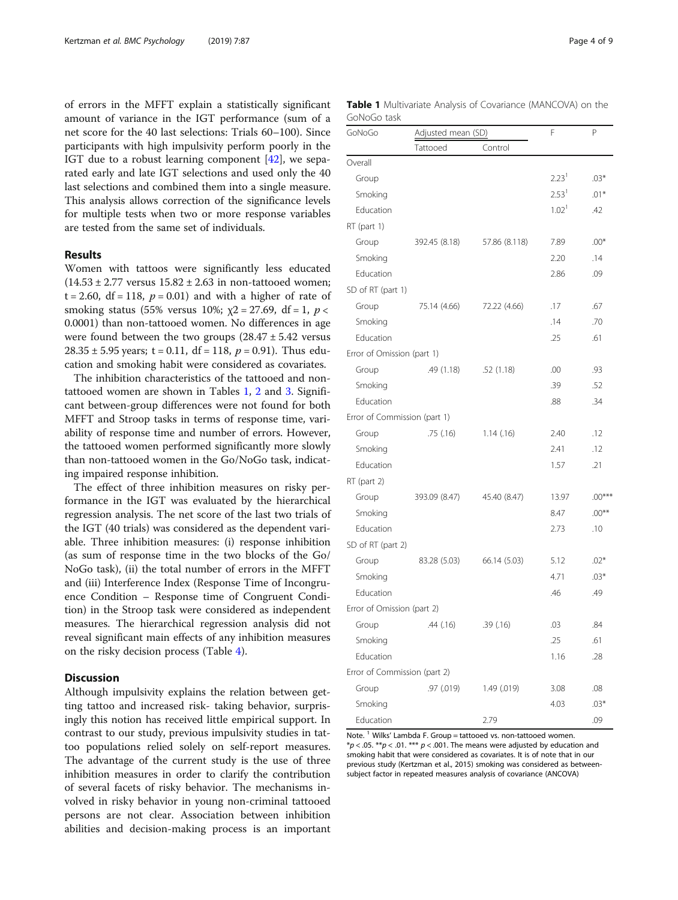of errors in the MFFT explain a statistically significant amount of variance in the IGT performance (sum of a net score for the 40 last selections: Trials 60–100). Since participants with high impulsivity perform poorly in the IGT due to a robust learning component [42], we separated early and late IGT selections and used only the 40 last selections and combined them into a single measure. This analysis allows correction of the significance levels for multiple tests when two or more response variables are tested from the same set of individuals.

## Results

Women with tattoos were significantly less educated ($14.53 \pm 2.77$ versus $15.82 \pm 2.63$ in non-tattooed women; $t = 2.60$, $df = 118$, $p = 0.01$) and with a higher of rate of smoking status (55% versus 10%; $\chi 2 = 27.69$, $df = 1$, $p < 0.0001$) than non-tattooed women. No differences in age were found between the two groups ($28.47 \pm 5.42$ versus $28.35 \pm 5.95$ years; $t = 0.11$, $df = 118$, $p = 0.91$). Thus education and smoking habit were considered as covariates.

The inhibition characteristics of the tattooed and non-tattooed women are shown in Tables 1, 2 and 3. Significant between-group differences were not found for both MFFT and Stroop tasks in terms of response time, variability of response time and number of errors. However, the tattooed women performed significantly more slowly than non-tattooed women in the Go/NoGo task, indicating impaired response inhibition.

The effect of three inhibition measures on risky performance in the IGT was evaluated by the hierarchical regression analysis. The net score of the last two trials of the IGT (40 trials) was considered as the dependent variable. Three inhibition measures: (i) response inhibition (as sum of response time in the two blocks of the Go/NoGo task), (ii) the total number of errors in the MFFT and (iii) Interference Index (Response Time of Incongruence Condition – Response time of Congruent Condition) in the Stroop task were considered as independent measures. The hierarchical regression analysis did not reveal significant main effects of any inhibition measures on the risky decision process (Table 4).

## Discussion

Although impulsivity explains the relation between getting tattoo and increased risk- taking behavior, surprisingly this notion has received little empirical support. In contrast to our study, previous impulsivity studies in tattoo populations relied solely on self-report measures. The advantage of the current study is the use of three inhibition measures in order to clarify the contribution of several facets of risky behavior. The mechanisms involved in risky behavior in young non-criminal tattooed persons are not clear. Association between inhibition abilities and decision-making process is an important

**Table 1** Multivariate Analysis of Covariance (MANCOVA) on the GoNoGo task

| GoNoGo | Adjusted mean (SD) | | F | P |
|---|---|---|---|---|
| | Tattooed | Control | | |
| Overall | | | | |
| Group | | | 2.23[1] | .03* |
| Smoking | | | 2.53[1] | .01* |
| Education | | | 1.02[1] | .42 |
| RT (part 1) | | | | |
| Group | 392.45 (8.18) | 57.86 (8.118) | 7.89 | .00* |
| Smoking | | | 2.20 | .14 |
| Education | | | 2.86 | .09 |
| SD of RT (part 1) | | | | |
| Group | 75.14 (4.66) | 72.22 (4.66) | .17 | .67 |
| Smoking | | | .14 | .70 |
| Education | | | .25 | .61 |
| Error of Omission (part 1) | | | | |
| Group | .49 (1.18) | .52 (1.18) | .00 | .93 |
| Smoking | | | .39 | .52 |
| Education | | | .88 | .34 |
| Error of Commission (part 1) | | | | |
| Group | .75 (.16) | 1.14 (.16) | 2.40 | .12 |
| Smoking | | | 2.41 | .12 |
| Education | | | 1.57 | .21 |
| RT (part 2) | | | | |
| Group | 393.09 (8.47) | 45.40 (8.47) | 13.97 | .00*** |
| Smoking | | | 8.47 | .00** |
| Education | | | 2.73 | .10 |
| SD of RT (part 2) | | | | |
| Group | 83.28 (5.03) | 66.14 (5.03) | 5.12 | .02* |
| Smoking | | | 4.71 | .03* |
| Education | | | .46 | .49 |
| Error of Omission (part 2) | | | | |
| Group | .44 (.16) | .39 (.16) | .03 | .84 |
| Smoking | | | .25 | .61 |
| Education | | | 1.16 | .28 |
| Error of Commission (part 2) | | | | |
| Group | .97 (.019) | 1.49 (.019) | 3.08 | .08 |
| Smoking | | | 4.03 | .03* |
| Education | | 2.79 | | .09 |

Note. [1] Wilks' Lambda F. Group = tattooed vs. non-tattooed women.
*$p < .05$. **$p < .01$. *** $p < .001$. The means were adjusted by education and smoking habit that were considered as covariates. It is of note that in our previous study (Kertzman et al., 2015) smoking was considered as between-subject factor in repeated measures analysis of covariance (ANCOVA)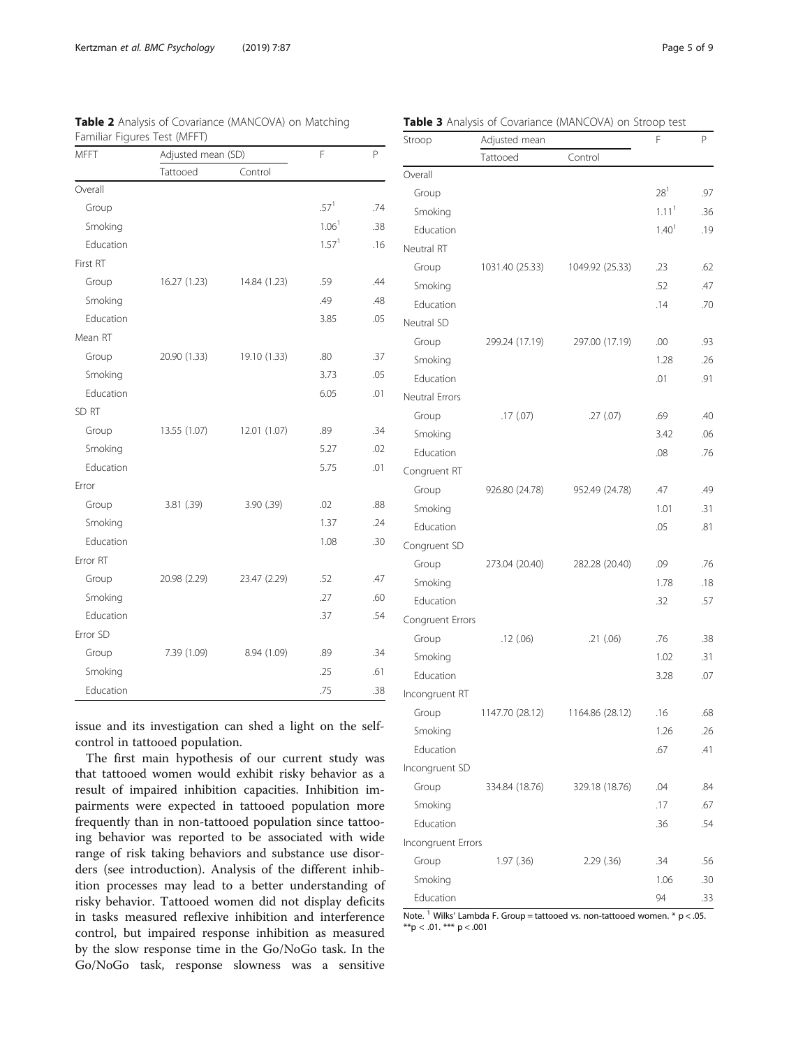**Table 2** Analysis of Covariance (MANCOVA) on Matching Familiar Figures Test (MFFT)

| MFFT | Adjusted mean (SD) | | F | P |
|---|---|---|---|---|
| | Tattooed | Control | | |
| Overall | | | | |
| Group | | | .57[1] | .74 |
| Smoking | | | 1.06[1] | .38 |
| Education | | | 1.57[1] | .16 |
| First RT | | | | |
| Group | 16.27 (1.23) | 14.84 (1.23) | .59 | .44 |
| Smoking | | | .49 | .48 |
| Education | | | 3.85 | .05 |
| Mean RT | | | | |
| Group | 20.90 (1.33) | 19.10 (1.33) | .80 | .37 |
| Smoking | | | 3.73 | .05 |
| Education | | | 6.05 | .01 |
| SD RT | | | | |
| Group | 13.55 (1.07) | 12.01 (1.07) | .89 | .34 |
| Smoking | | | 5.27 | .02 |
| Education | | | 5.75 | .01 |
| Error | | | | |
| Group | 3.81 (.39) | 3.90 (.39) | .02 | .88 |
| Smoking | | | 1.37 | .24 |
| Education | | | 1.08 | .30 |
| Error RT | | | | |
| Group | 20.98 (2.29) | 23.47 (2.29) | .52 | .47 |
| Smoking | | | .27 | .60 |
| Education | | | .37 | .54 |
| Error SD | | | | |
| Group | 7.39 (1.09) | 8.94 (1.09) | .89 | .34 |
| Smoking | | | .25 | .61 |
| Education | | | .75 | .38 |

issue and its investigation can shed a light on the self-control in tattooed population.

The first main hypothesis of our current study was that tattooed women would exhibit risky behavior as a result of impaired inhibition capacities. Inhibition impairments were expected in tattooed population more frequently than in non-tattooed population since tattooing behavior was reported to be associated with wide range of risk taking behaviors and substance use disorders (see introduction). Analysis of the different inhibition processes may lead to a better understanding of risky behavior. Tattooed women did not display deficits in tasks measured reflexive inhibition and interference control, but impaired response inhibition as measured by the slow response time in the Go/NoGo task. In the Go/NoGo task, response slowness was a sensitive

**Table 3** Analysis of Covariance (MANCOVA) on Stroop test

| Stroop | Adjusted mean | | F | P |
|---|---|---|---|---|
| | Tattooed | Control | | |
| Overall | | | | |
| Group | | | 28[1] | .97 |
| Smoking | | | 1.11[1] | .36 |
| Education | | | 1.40[1] | .19 |
| Neutral RT | | | | |
| Group | 1031.40 (25.33) | 1049.92 (25.33) | .23 | .62 |
| Smoking | | | .52 | .47 |
| Education | | | .14 | .70 |
| Neutral SD | | | | |
| Group | 299.24 (17.19) | 297.00 (17.19) | .00 | .93 |
| Smoking | | | 1.28 | .26 |
| Education | | | .01 | .91 |
| Neutral Errors | | | | |
| Group | .17 (.07) | .27 (.07) | .69 | .40 |
| Smoking | | | 3.42 | .06 |
| Education | | | .08 | .76 |
| Congruent RT | | | | |
| Group | 926.80 (24.78) | 952.49 (24.78) | .47 | .49 |
| Smoking | | | 1.01 | .31 |
| Education | | | .05 | .81 |
| Congruent SD | | | | |
| Group | 273.04 (20.40) | 282.28 (20.40) | .09 | .76 |
| Smoking | | | 1.78 | .18 |
| Education | | | .32 | .57 |
| Congruent Errors | | | | |
| Group | .12 (.06) | .21 (.06) | .76 | .38 |
| Smoking | | | 1.02 | .31 |
| Education | | | 3.28 | .07 |
| Incongruent RT | | | | |
| Group | 1147.70 (28.12) | 1164.86 (28.12) | .16 | .68 |
| Smoking | | | 1.26 | .26 |
| Education | | | .67 | .41 |
| Incongruent SD | | | | |
| Group | 334.84 (18.76) | 329.18 (18.76) | .04 | .84 |
| Smoking | | | .17 | .67 |
| Education | | | .36 | .54 |
| Incongruent Errors | | | | |
| Group | 1.97 (.36) | 2.29 (.36) | .34 | .56 |
| Smoking | | | 1.06 | .30 |
| Education | | | 94 | .33 |

Note. [1] Wilks' Lambda F. Group = tattooed vs. non-tattooed women. * $p < .05$. ** $p < .01$. *** $p < .001$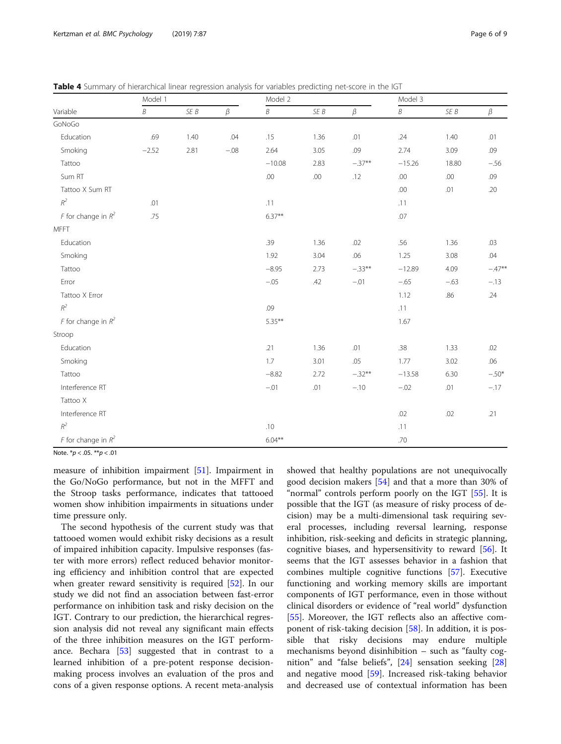**Table 4** Summary of hierarchical linear regression analysis for variables predicting net-score in the IGT

| | Model 1 | | | Model 2 | | | Model 3 | | |
|---|---|---|---|---|---|---|---|---|---|
| Variable | *B* | *SE B* | *β* | *B* | *SE B* | *β* | *B* | *SE B* | *β* |
| GoNoGo | | | | | | | | | |
| Education | .69 | 1.40 | .04 | .15 | 1.36 | .01 | .24 | 1.40 | .01 |
| Smoking | −2.52 | 2.81 | −.08 | 2.64 | 3.05 | .09 | 2.74 | 3.09 | .09 |
| Tattoo | | | | −10.08 | 2.83 | −.37** | −15.26 | 18.80 | −.56 |
| Sum RT | | | | .00 | .00 | .12 | .00 | .00 | .09 |
| Tattoo X Sum RT | | | | | | | .00 | .01 | .20 |
| $R^2$ | .01 | | | .11 | | | .11 | | |
| *F* for change in $R^2$ | .75 | | | 6.37** | | | .07 | | |
| MFFT | | | | | | | | | |
| Education | | | | .39 | 1.36 | .02 | .56 | 1.36 | .03 |
| Smoking | | | | 1.92 | 3.04 | .06 | 1.25 | 3.08 | .04 |
| Tattoo | | | | −8.95 | 2.73 | −.33** | −12.89 | 4.09 | −.47** |
| Error | | | | −.05 | .42 | −.01 | −.65 | −.63 | −.13 |
| Tattoo X Error | | | | | | | 1.12 | .86 | .24 |
| $R^2$ | | | | .09 | | | .11 | | |
| *F* for change in $R^2$ | | | | 5.35** | | | 1.67 | | |
| Stroop | | | | | | | | | |
| Education | | | | .21 | 1.36 | .01 | .38 | 1.33 | .02 |
| Smoking | | | | 1.7 | 3.01 | .05 | 1.77 | 3.02 | .06 |
| Tattoo | | | | −8.82 | 2.72 | −.32** | −13.58 | 6.30 | −.50* |
| Interference RT | | | | −.01 | .01 | −.10 | −.02 | .01 | −.17 |
| Tattoo X Interference RT | | | | | | | .02 | .02 | .21 |
| $R^2$ | | | | .10 | | | .11 | | |
| *F* for change in $R^2$ | | | | 6.04** | | | .70 | | |

Note. *$p < .05$. **$p < .01$

measure of inhibition impairment [51]. Impairment in the Go/NoGo performance, but not in the MFFT and the Stroop tasks performance, indicates that tattooed women show inhibition impairments in situations under time pressure only.

The second hypothesis of the current study was that tattooed women would exhibit risky decisions as a result of impaired inhibition capacity. Impulsive responses (faster with more errors) reflect reduced behavior monitoring efficiency and inhibition control that are expected when greater reward sensitivity is required [52]. In our study we did not find an association between fast-error performance on inhibition task and risky decision on the IGT. Contrary to our prediction, the hierarchical regression analysis did not reveal any significant main effects of the three inhibition measures on the IGT performance. Bechara [53] suggested that in contrast to a learned inhibition of a pre-potent response decision-making process involves an evaluation of the pros and cons of a given response options. A recent meta-analysis showed that healthy populations are not unequivocally good decision makers [54] and that a more than 30% of "normal" controls perform poorly on the IGT [55]. It is possible that the IGT (as measure of risky process of decision) may be a multi-dimensional task requiring several processes, including reversal learning, response inhibition, risk-seeking and deficits in strategic planning, cognitive biases, and hypersensitivity to reward [56]. It seems that the IGT assesses behavior in a fashion that combines multiple cognitive functions [57]. Executive functioning and working memory skills are important components of IGT performance, even in those without clinical disorders or evidence of "real world" dysfunction [55]. Moreover, the IGT reflects also an affective component of risk-taking decision [58]. In addition, it is possible that risky decisions may endure multiple mechanisms beyond disinhibition – such as "faulty cognition" and "false beliefs", [24] sensation seeking [28] and negative mood [59]. Increased risk-taking behavior and decreased use of contextual information has been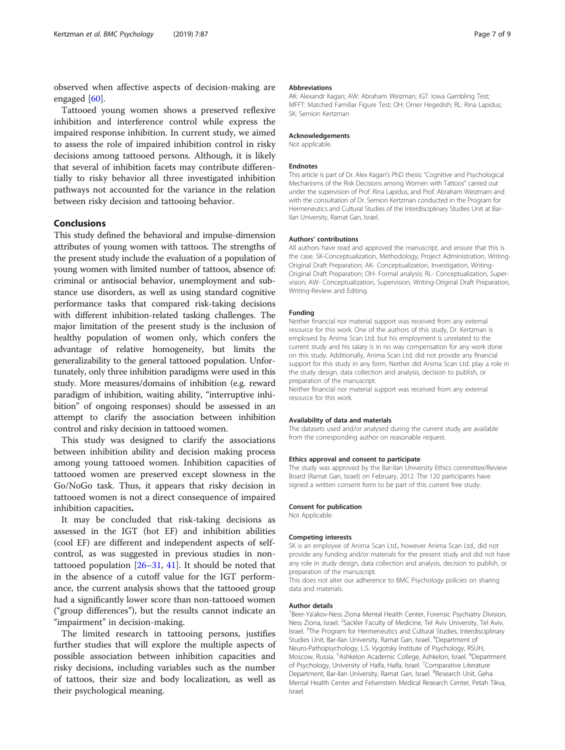observed when affective aspects of decision-making are engaged [60].

Tattooed young women shows a preserved reflexive inhibition and interference control while express the impaired response inhibition. In current study, we aimed to assess the role of impaired inhibition control in risky decisions among tattooed persons. Although, it is likely that several of inhibition facets may contribute differentially to risky behavior all three investigated inhibition pathways not accounted for the variance in the relation between risky decision and tattooing behavior.

## Conclusions

This study defined the behavioral and impulse-dimension attributes of young women with tattoos. The strengths of the present study include the evaluation of a population of young women with limited number of tattoos, absence of: criminal or antisocial behavior, unemployment and substance use disorders, as well as using standard cognitive performance tasks that compared risk-taking decisions with different inhibition-related tasking challenges. The major limitation of the present study is the inclusion of healthy population of women only, which confers the advantage of relative homogeneity, but limits the generalizability to the general tattooed population. Unfortunately, only three inhibition paradigms were used in this study. More measures/domains of inhibition (e.g. reward paradigm of inhibition, waiting ability, "interruptive inhibition" of ongoing responses) should be assessed in an attempt to clarify the association between inhibition control and risky decision in tattooed women.

This study was designed to clarify the associations between inhibition ability and decision making process among young tattooed women. Inhibition capacities of tattooed women are preserved except slowness in the Go/NoGo task. Thus, it appears that risky decision in tattooed women is not a direct consequence of impaired inhibition capacities**.**

It may be concluded that risk-taking decisions as assessed in the IGT (hot EF) and inhibition abilities (cool EF) are different and independent aspects of self-control, as was suggested in previous studies in non-tattooed population [26–31, 41]. It should be noted that in the absence of a cutoff value for the IGT performance, the current analysis shows that the tattooed group had a significantly lower score than non-tattooed women ("group differences"), but the results cannot indicate an "impairment" in decision-making.

The limited research in tattooing persons, justifies further studies that will explore the multiple aspects of possible association between inhibition capacities and risky decisions, including variables such as the number of tattoos, their size and body localization, as well as their psychological meaning.

#### Abbreviations

AK: Alexandr Kagan; AW: Abraham Weizman; IGT: Iowa Gambling Test; MFFT: Matched Familiar Figure Test; OH: Omer Hegedish; RL: Rina Lapidus; SK: Semion Kertzman

#### Acknowledgements

Not applicable.

#### Endnotes

This article is part of Dr. Alex Kagan's PhD thesis: "Cognitive and Psychological Mechanisms of the Risk Decisions among Women with Tattoos" carried out under the supervision of Prof. Rina Lapidus, and Prof. Abraham Weizmam and with the consultation of Dr. Semion Kertzman conducted in the Program for Hermeneutics and Cultural Studies of the Interdisciplinary Studies Unit at Bar-Ilan University, Ramat Gan, Israel.

#### Authors' contributions

All authors have read and approved the manuscript, and ensure that this is the case. SK-Conceptualization, Methodology, Project Administration, Writing-Original Draft Preparation; AK- Conceptualization, Investigation, Writing-Original Draft Preparation; OH- Formal analysis; RL- Conceptualization, Supervision; AW- Conceptualization, Supervision, Writing-Original Draft Preparation, Writing-Review and Editing.

#### Funding

Neither financial nor material support was received from any external resource for this work. One of the authors of this study, Dr. Kertzman is employed by Anima Scan Ltd. but his employment is unrelated to the current study and his salary is in no way compensation for any work done on this study. Additionally, Anima Scan Ltd. did not provide any financial support for this study in any form. Neither did Anima Scan Ltd. play a role in the study design, data collection and analysis, decision to publish, or preparation of the manuscript.

Neither financial nor material support was received from any external resource for this work.

#### Availability of data and materials

The datasets used and/or analysed during the current study are available from the corresponding author on reasonable request.

#### Ethics approval and consent to participate

The study was approved by the Bar-Ilan University Ethics committee/Review Board (Ramat Gan, Israel) on February, 2012. The 120 participants have signed a written consent form to be part of this current free study.

#### Consent for publication

Not Applicable.

#### Competing interests

SK is an employee of Anima Scan Ltd., however Anima Scan Ltd., did not provide any funding and/or materials for the present study and did not have any role in study design, data collection and analysis, decision to publish, or preparation of the manuscript.

This does not alter our adherence to BMC Psychology policies on sharing data and materials.

#### Author details

[1]Beer-Ya'akov-Ness Ziona Mental Health Center, Forensic Psychiatry Division, Ness Ziona, Israel. [2]Sackler Faculty of Medicine, Tel Aviv University, Tel Aviv, Israel. [3]The Program for Hermeneutics and Cultural Studies, Interdisciplinary Studies Unit, Bar-Ilan University, Ramat Gan, Israel. [4]Department of Neuro-Pathopsychology, L.S. Vygotsky Institute of Psychology, RSUH, Moscow, Russia. [5]Ashkelon Academic College, Ashkelon, Israel. [6]Department of Psychology, University of Haifa, Haifa, Israel. [7]Comparative Literature Department, Bar-Ilan University, Ramat Gan, Israel. [8]Research Unit, Geha Mental Health Center and Felsenstein Medical Research Center, Petah Tikva, Israel.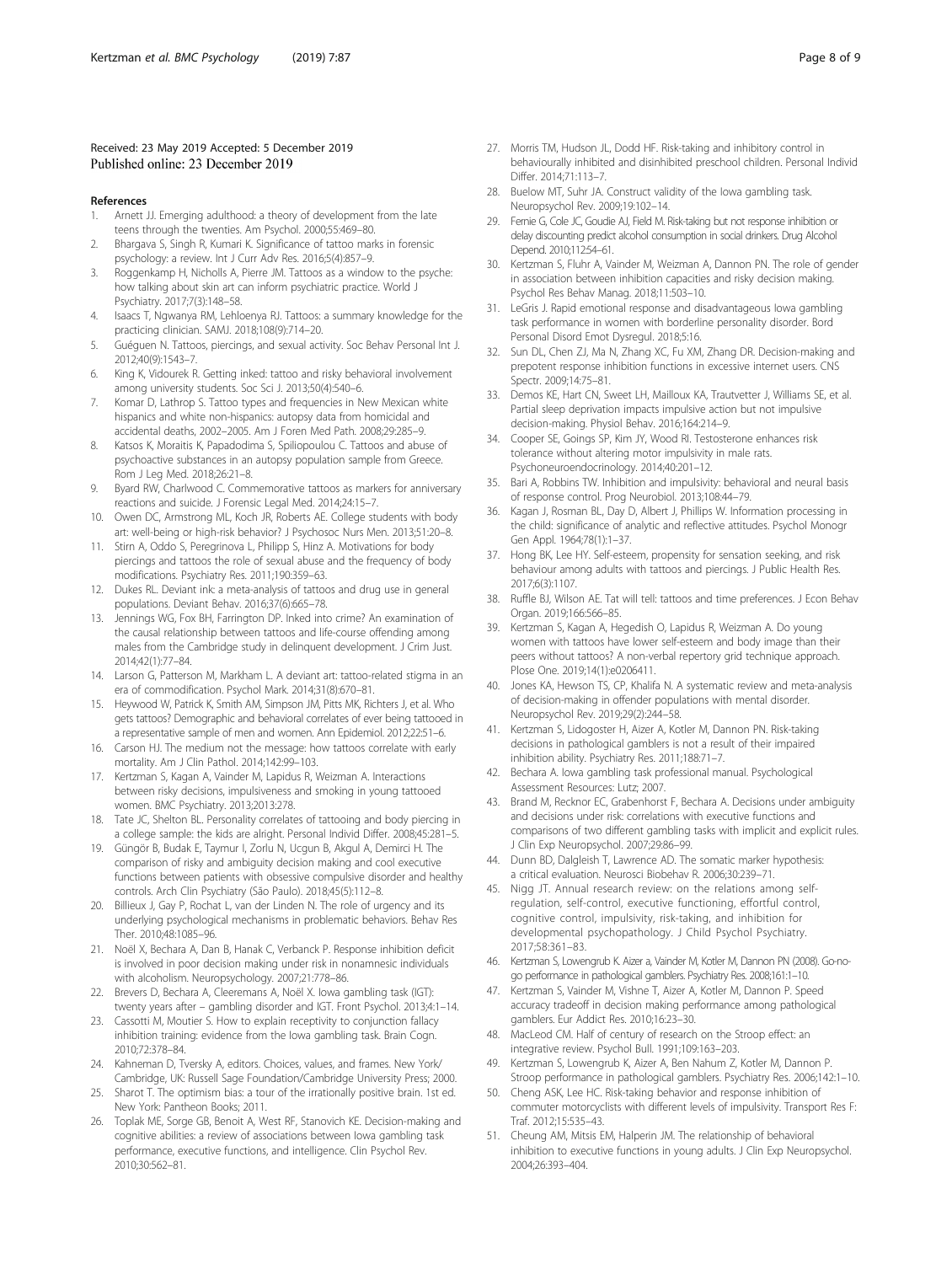Received: 23 May 2019 Accepted: 5 December 2019
Published online: 23 December 2019

## References

1. Arnett JJ. Emerging adulthood: a theory of development from the late teens through the twenties. Am Psychol. 2000;55:469–80.
2. Bhargava S, Singh R, Kumari K. Significance of tattoo marks in forensic psychology: a review. Int J Curr Adv Res. 2016;5(4):857–9.
3. Roggenkamp H, Nicholls A, Pierre JM. Tattoos as a window to the psyche: how talking about skin art can inform psychiatric practice. World J Psychiatry. 2017;7(3):148–58.
4. Isaacs T, Ngwanya RM, Lehloenya RJ. Tattoos: a summary knowledge for the practicing clinician. SAMJ. 2018;108(9):714–20.
5. Guéguen N. Tattoos, piercings, and sexual activity. Soc Behav Personal Int J. 2012;40(9):1543–7.
6. King K, Vidourek R. Getting inked: tattoo and risky behavioral involvement among university students. Soc Sci J. 2013;50(4):540–6.
7. Komar D, Lathrop S. Tattoo types and frequencies in New Mexican white hispanics and white non-hispanics: autopsy data from homicidal and accidental deaths, 2002–2005. Am J Foren Med Path. 2008;29:285–9.
8. Katsos K, Moraitis K, Papadodima S, Spiliopoulou C. Tattoos and abuse of psychoactive substances in an autopsy population sample from Greece. Rom J Leg Med. 2018;26:21–8.
9. Byard RW, Charlwood C. Commemorative tattoos as markers for anniversary reactions and suicide. J Forensic Legal Med. 2014;24:15–7.
10. Owen DC, Armstrong ML, Koch JR, Roberts AE. College students with body art: well-being or high-risk behavior? J Psychosoc Nurs Men. 2013;51:20–8.
11. Stirn A, Oddo S, Peregrinova L, Philipp S, Hinz A. Motivations for body piercings and tattoos the role of sexual abuse and the frequency of body modifications. Psychiatry Res. 2011;190:359–63.
12. Dukes RL. Deviant ink: a meta-analysis of tattoos and drug use in general populations. Deviant Behav. 2016;37(6):665–78.
13. Jennings WG, Fox BH, Farrington DP. Inked into crime? An examination of the causal relationship between tattoos and life-course offending among males from the Cambridge study in delinquent development. J Crim Just. 2014;42(1):77–84.
14. Larson G, Patterson M, Markham L. A deviant art: tattoo-related stigma in an era of commodification. Psychol Mark. 2014;31(8):670–81.
15. Heywood W, Patrick K, Smith AM, Simpson JM, Pitts MK, Richters J, et al. Who gets tattoos? Demographic and behavioral correlates of ever being tattooed in a representative sample of men and women. Ann Epidemiol. 2012;22:51–6.
16. Carson HJ. The medium not the message: how tattoos correlate with early mortality. Am J Clin Pathol. 2014;142:99–103.
17. Kertzman S, Kagan A, Vainder M, Lapidus R, Weizman A. Interactions between risky decisions, impulsiveness and smoking in young tattooed women. BMC Psychiatry. 2013;2013:278.
18. Tate JC, Shelton BL. Personality correlates of tattooing and body piercing in a college sample: the kids are alright. Personal Individ Differ. 2008;45:281–5.
19. Güngör B, Budak E, Taymur I, Zorlu N, Ucgun B, Akgul A, Demirci H. The comparison of risky and ambiguity decision making and cool executive functions between patients with obsessive compulsive disorder and healthy controls. Arch Clin Psychiatry (São Paulo). 2018;45(5):112–8.
20. Billieux J, Gay P, Rochat L, van der Linden N. The role of urgency and its underlying psychological mechanisms in problematic behaviors. Behav Res Ther. 2010;48:1085–96.
21. Noël X, Bechara A, Dan B, Hanak C, Verbanck P. Response inhibition deficit is involved in poor decision making under risk in nonamnesic individuals with alcoholism. Neuropsychology. 2007;21:778–86.
22. Brevers D, Bechara A, Cleeremans A, Noël X. Iowa gambling task (IGT): twenty years after – gambling disorder and IGT. Front Psychol. 2013;4:1–14.
23. Cassotti M, Moutier S. How to explain receptivity to conjunction fallacy inhibition training: evidence from the Iowa gambling task. Brain Cogn. 2010;72:378–84.
24. Kahneman D, Tversky A, editors. Choices, values, and frames. New York/Cambridge, UK: Russell Sage Foundation/Cambridge University Press; 2000.
25. Sharot T. The optimism bias: a tour of the irrationally positive brain. 1st ed. New York: Pantheon Books; 2011.
26. Toplak ME, Sorge GB, Benoit A, West RF, Stanovich KE. Decision-making and cognitive abilities: a review of associations between Iowa gambling task performance, executive functions, and intelligence. Clin Psychol Rev. 2010;30:562–81.
27. Morris TM, Hudson JL, Dodd HF. Risk-taking and inhibitory control in behaviourally inhibited and disinhibited preschool children. Personal Individ Differ. 2014;71:113–7.
28. Buelow MT, Suhr JA. Construct validity of the Iowa gambling task. Neuropsychol Rev. 2009;19:102–14.
29. Fernie G, Cole JC, Goudie AJ, Field M. Risk-taking but not response inhibition or delay discounting predict alcohol consumption in social drinkers. Drug Alcohol Depend. 2010;112:54–61.
30. Kertzman S, Fluhr A, Vainder M, Weizman A, Dannon PN. The role of gender in association between inhibition capacities and risky decision making. Psychol Res Behav Manag. 2018;11:503–10.
31. LeGris J. Rapid emotional response and disadvantageous Iowa gambling task performance in women with borderline personality disorder. Bord Personal Disord Emot Dysregul. 2018;5:16.
32. Sun DL, Chen ZJ, Ma N, Zhang XC, Fu XM, Zhang DR. Decision-making and prepotent response inhibition functions in excessive internet users. CNS Spectr. 2009;14:75–81.
33. Demos KE, Hart CN, Sweet LH, Mailloux KA, Trautvetter J, Williams SE, et al. Partial sleep deprivation impacts impulsive action but not impulsive decision-making. Physiol Behav. 2016;164:214–9.
34. Cooper SE, Goings SP, Kim JY, Wood RI. Testosterone enhances risk tolerance without altering motor impulsivity in male rats. Psychoneuroendocrinology. 2014;40:201–12.
35. Bari A, Robbins TW. Inhibition and impulsivity: behavioral and neural basis of response control. Prog Neurobiol. 2013;108:44–79.
36. Kagan J, Rosman BL, Day D, Albert J, Phillips W. Information processing in the child: significance of analytic and reflective attitudes. Psychol Monogr Gen Appl. 1964;78(1):1–37.
37. Hong BK, Lee HY. Self-esteem, propensity for sensation seeking, and risk behaviour among adults with tattoos and piercings. J Public Health Res. 2017;6(3):1107.
38. Ruffle BJ, Wilson AE. Tat will tell: tattoos and time preferences. J Econ Behav Organ. 2019;166:566–85.
39. Kertzman S, Kagan A, Hegedish O, Lapidus R, Weizman A. Do young women with tattoos have lower self-esteem and body image than their peers without tattoos? A non-verbal repertory grid technique approach. Plose One. 2019;14(1):e0206411.
40. Jones KA, Hewson TS, CP, Khalifa N. A systematic review and meta-analysis of decision-making in offender populations with mental disorder. Neuropsychol Rev. 2019;29(2):244–58.
41. Kertzman S, Lidogoster H, Aizer A, Kotler M, Dannon PN. Risk-taking decisions in pathological gamblers is not a result of their impaired inhibition ability. Psychiatry Res. 2011;188:71–7.
42. Bechara A. Iowa gambling task professional manual. Psychological Assessment Resources: Lutz; 2007.
43. Brand M, Recknor EC, Grabenhorst F, Bechara A. Decisions under ambiguity and decisions under risk: correlations with executive functions and comparisons of two different gambling tasks with implicit and explicit rules. J Clin Exp Neuropsychol. 2007;29:86–99.
44. Dunn BD, Dalgleish T, Lawrence AD. The somatic marker hypothesis: a critical evaluation. Neurosci Biobehav R. 2006;30:239–71.
45. Nigg JT. Annual research review: on the relations among self-regulation, self-control, executive functioning, effortful control, cognitive control, impulsivity, risk-taking, and inhibition for developmental psychopathology. J Child Psychol Psychiatry. 2017;58:361–83.
46. Kertzman S, Lowengrub K. Aizer a, Vainder M, Kotler M, Dannon PN (2008). Go-no-go performance in pathological gamblers. Psychiatry Res. 2008;161:1–10.
47. Kertzman S, Vainder M, Vishne T, Aizer A, Kotler M, Dannon P. Speed accuracy tradeoff in decision making performance among pathological gamblers. Eur Addict Res. 2010;16:23–30.
48. MacLeod CM. Half of century of research on the Stroop effect: an integrative review. Psychol Bull. 1991;109:163–203.
49. Kertzman S, Lowengrub K, Aizer A, Ben Nahum Z, Kotler M, Dannon P. Stroop performance in pathological gamblers. Psychiatry Res. 2006;142:1–10.
50. Cheng ASK, Lee HC. Risk-taking behavior and response inhibition of commuter motorcyclists with different levels of impulsivity. Transport Res F: Traf. 2012;15:535–43.
51. Cheung AM, Mitsis EM, Halperin JM. The relationship of behavioral inhibition to executive functions in young adults. J Clin Exp Neuropsychol. 2004;26:393–404.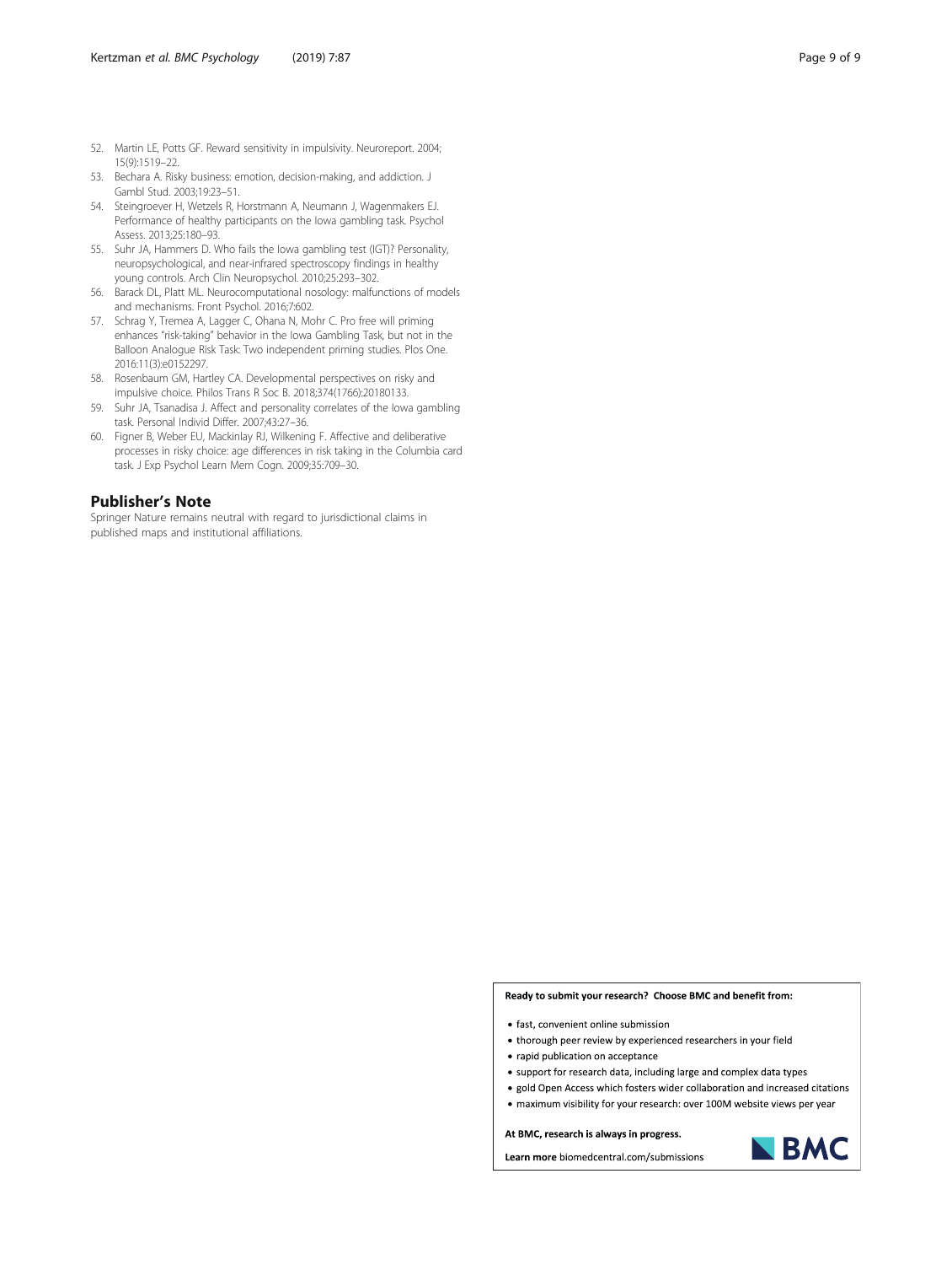52. Martin LE, Potts GF. Reward sensitivity in impulsivity. Neuroreport. 2004; 15(9):1519–22.
53. Bechara A. Risky business: emotion, decision-making, and addiction. J Gambl Stud. 2003;19:23–51.
54. Steingroever H, Wetzels R, Horstmann A, Neumann J, Wagenmakers EJ. Performance of healthy participants on the Iowa gambling task. Psychol Assess. 2013;25:180–93.
55. Suhr JA, Hammers D. Who fails the Iowa gambling test (IGT)? Personality, neuropsychological, and near-infrared spectroscopy findings in healthy young controls. Arch Clin Neuropsychol. 2010;25:293–302.
56. Barack DL, Platt ML. Neurocomputational nosology: malfunctions of models and mechanisms. Front Psychol. 2016;7:602.
57. Schrag Y, Tremea A, Lagger C, Ohana N, Mohr C. Pro free will priming enhances "risk-taking" behavior in the Iowa Gambling Task, but not in the Balloon Analogue Risk Task: Two independent priming studies. Plos One. 2016:11(3):e0152297.
58. Rosenbaum GM, Hartley CA. Developmental perspectives on risky and impulsive choice. Philos Trans R Soc B. 2018;374(1766):20180133.
59. Suhr JA, Tsanadisa J. Affect and personality correlates of the Iowa gambling task. Personal Individ Differ. 2007;43:27–36.
60. Figner B, Weber EU, Mackinlay RJ, Wilkening F. Affective and deliberative processes in risky choice: age differences in risk taking in the Columbia card task. J Exp Psychol Learn Mem Cogn. 2009;35:709–30.

## Publisher's Note

Springer Nature remains neutral with regard to jurisdictional claims in published maps and institutional affiliations.